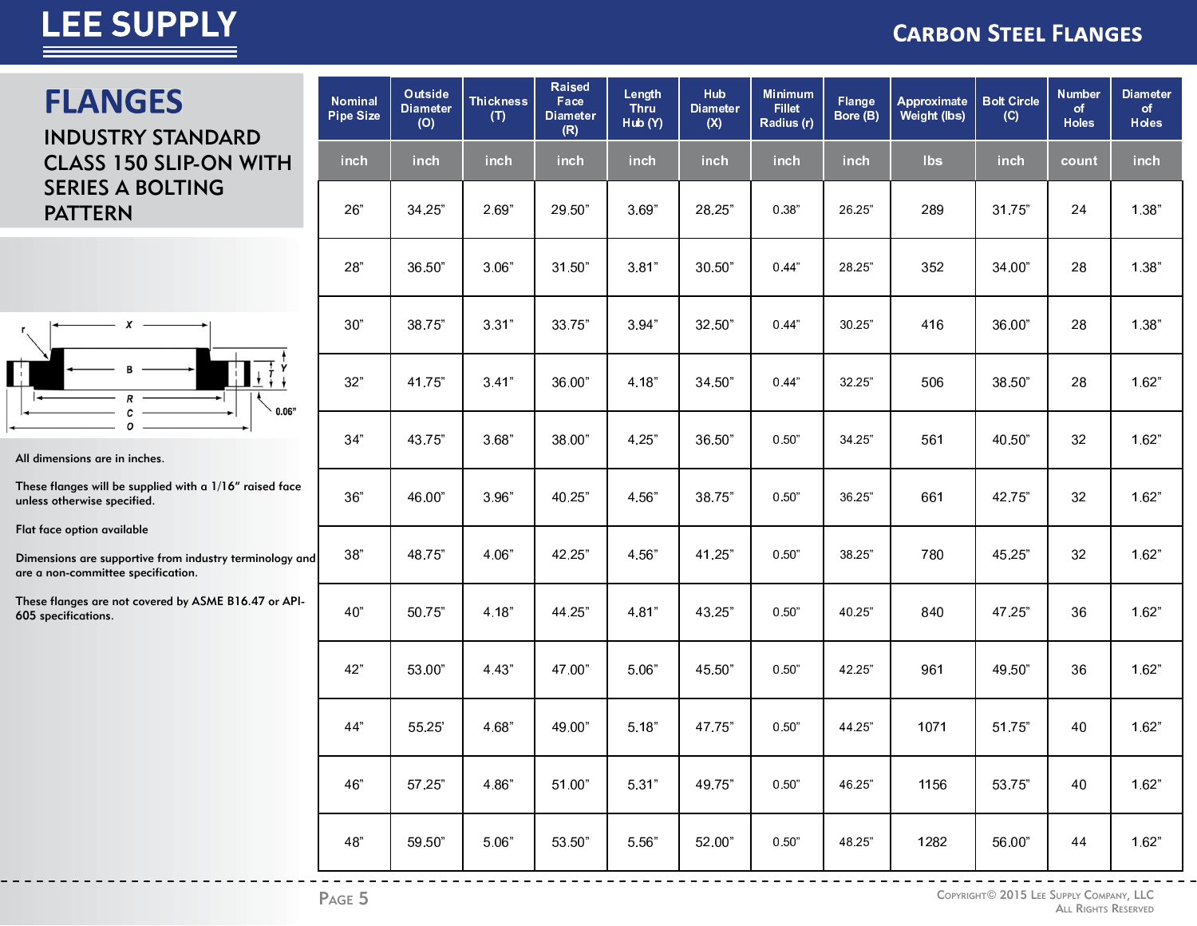# FLANGES

## INDUSTRY STANDARD CLASS 150 SLIP-ON WITH SERIES A BOLTING PATTERN

All dimensions are in inches.

These flanges will be supplied with a 1/16" raised face unless otherwise specified.

Flat face option available

Dimensions are supportive from industry terminology and are a non-committee specification.

These flanges are not covered by ASME B16.47 or API-605 specifications.

| Nominal Pipe Size | Outside Diameter (O) | Thickness (T) | Raised Face Diameter (R) | Length Thru Hub (Y) | Hub Diameter (X) | Minimum Fillet Radius (r) | Flange Bore (B) | Approximate Weight (lbs) | Bolt Circle (C) | Number of Holes | Diameter of Holes |
|---|---|---|---|---|---|---|---|---|---|---|---|
| inch | inch | inch | inch | inch | inch | inch | inch | lbs | inch | count | inch |
| 26" | 34.25" | 2.69" | 29.50" | 3.69" | 28.25" | 0.38" | 26.25" | 289 | 31.75" | 24 | 1.38" |
| 28" | 36.50" | 3.06" | 31.50" | 3.81" | 30.50" | 0.44" | 28.25" | 352 | 34.00" | 28 | 1.38" |
| 30" | 38.75" | 3.31" | 33.75" | 3.94" | 32.50" | 0.44" | 30.25" | 416 | 36.00" | 28 | 1.38" |
| 32" | 41.75" | 3.41" | 36.00" | 4.18" | 34.50" | 0.44" | 32.25" | 506 | 38.50" | 28 | 1.62" |
| 34" | 43.75" | 3.68" | 38.00" | 4.25" | 36.50" | 0.50" | 34.25" | 561 | 40.50" | 32 | 1.62" |
| 36" | 46.00" | 3.96" | 40.25" | 4.56" | 38.75" | 0.50" | 36.25" | 661 | 42.75" | 32 | 1.62" |
| 38" | 48.75" | 4.06" | 42.25" | 4.56" | 41.25" | 0.50" | 38.25" | 780 | 45.25" | 32 | 1.62" |
| 40" | 50.75" | 4.18" | 44.25" | 4.81" | 43.25" | 0.50" | 40.25" | 840 | 47.25" | 36 | 1.62" |
| 42" | 53.00" | 4.43" | 47.00" | 5.06" | 45.50" | 0.50" | 42.25" | 961 | 49.50" | 36 | 1.62" |
| 44" | 55.25' | 4.68" | 49.00" | 5.18" | 47.75" | 0.50" | 44.25" | 1071 | 51.75" | 40 | 1.62" |
| 46" | 57.25" | 4.86" | 51.00" | 5.31" | 49.75" | 0.50" | 46.25" | 1156 | 53.75" | 40 | 1.62" |
| 48" | 59.50" | 5.06" | 53.50" | 5.56" | 52.00" | 0.50" | 48.25" | 1282 | 56.00" | 44 | 1.62" |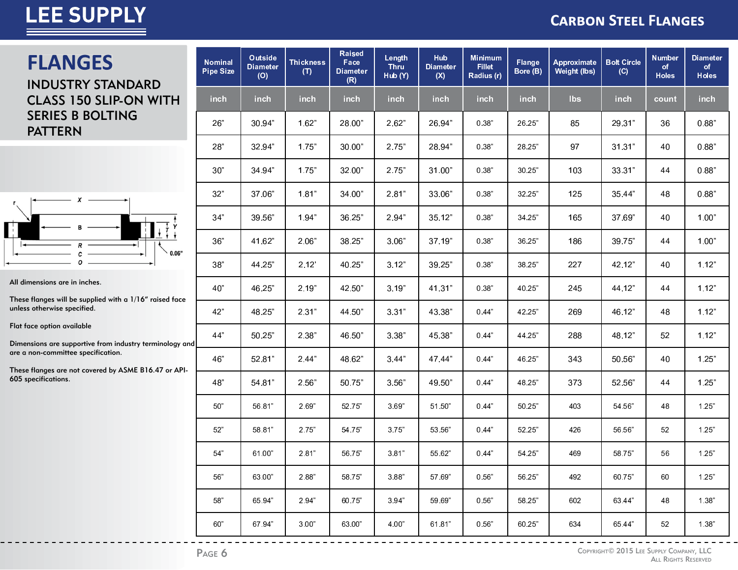# FLANGES

## INDUSTRY STANDARD CLASS 150 SLIP-ON WITH SERIES B BOLTING PATTERN

X
r
B
T
Y
R
C
O
0.06"

All dimensions are in inches.

These flanges will be supplied with a 1/16" raised face unless otherwise specified.

Flat face option available

Dimensions are supportive from industry terminology and are a non-committee specification.

These flanges are not covered by ASME B16.47 or API-605 specifications.

| Nominal Pipe Size | Outside Diameter (O) | Thickness (T) | Raised Face Diameter (R) | Length Thru Hub (Y) | Hub Diameter (X) | Minimum Fillet Radius (r) | Flange Bore (B) | Approximate Weight (lbs) | Bolt Circle (C) | Number of Holes | Diameter of Holes |
|---|---|---|---|---|---|---|---|---|---|---|---|
| inch | inch | inch | inch | inch | inch | inch | inch | lbs | inch | count | inch |
| 26" | 30.94" | 1.62" | 28.00" | 2.62" | 26.94" | 0.38" | 26.25" | 85 | 29.31" | 36 | 0.88" |
| 28" | 32.94" | 1.75" | 30.00" | 2.75" | 28.94" | 0.38" | 28.25" | 97 | 31.31" | 40 | 0.88" |
| 30" | 34.94" | 1.75" | 32.00" | 2.75" | 31.00" | 0.38" | 30.25" | 103 | 33.31" | 44 | 0.88" |
| 32" | 37.06" | 1.81" | 34.00" | 2.81" | 33.06" | 0.38" | 32.25" | 125 | 35.44" | 48 | 0.88" |
| 34" | 39.56" | 1.94" | 36.25" | 2.94" | 35.12" | 0.38" | 34.25" | 165 | 37.69" | 40 | 1.00" |
| 36" | 41.62" | 2.06" | 38.25" | 3.06" | 37.19" | 0.38" | 36.25" | 186 | 39.75" | 44 | 1.00" |
| 38" | 44.25" | 2.12' | 40.25" | 3.12" | 39.25" | 0.38" | 38.25" | 227 | 42.12" | 40 | 1.12" |
| 40" | 46.25" | 2.19" | 42.50" | 3.19" | 41.31" | 0.38" | 40.25" | 245 | 44.12" | 44 | 1.12" |
| 42" | 48.25" | 2.31" | 44.50" | 3.31" | 43.38" | 0.44" | 42.25" | 269 | 46.12" | 48 | 1.12" |
| 44" | 50.25" | 2.38" | 46.50" | 3.38" | 45.38" | 0.44" | 44.25" | 288 | 48.12" | 52 | 1.12" |
| 46" | 52.81" | 2.44" | 48.62" | 3.44" | 47.44" | 0.44" | 46.25" | 343 | 50.56" | 40 | 1.25" |
| 48" | 54.81" | 2.56" | 50.75" | 3.56" | 49.50" | 0.44" | 48.25" | 373 | 52.56" | 44 | 1.25" |
| 50" | 56.81" | 2.69" | 52.75" | 3.69" | 51.50" | 0.44" | 50.25" | 403 | 54.56" | 48 | 1.25" |
| 52" | 58.81" | 2.75" | 54.75" | 3.75" | 53.56" | 0.44" | 52.25" | 426 | 56.56" | 52 | 1.25" |
| 54" | 61.00" | 2.81" | 56.75" | 3.81" | 55.62" | 0.44" | 54.25" | 469 | 58.75" | 56 | 1.25" |
| 56" | 63.00" | 2.88" | 58.75" | 3.88" | 57.69" | 0.56" | 56.25" | 492 | 60.75" | 60 | 1.25" |
| 58" | 65.94" | 2.94" | 60.75" | 3.94" | 59.69" | 0.56" | 58.25" | 602 | 63.44" | 48 | 1.38" |
| 60" | 67.94" | 3.00" | 63.00" | 4.00" | 61.81" | 0.56" | 60.25" | 634 | 65.44" | 52 | 1.38" |